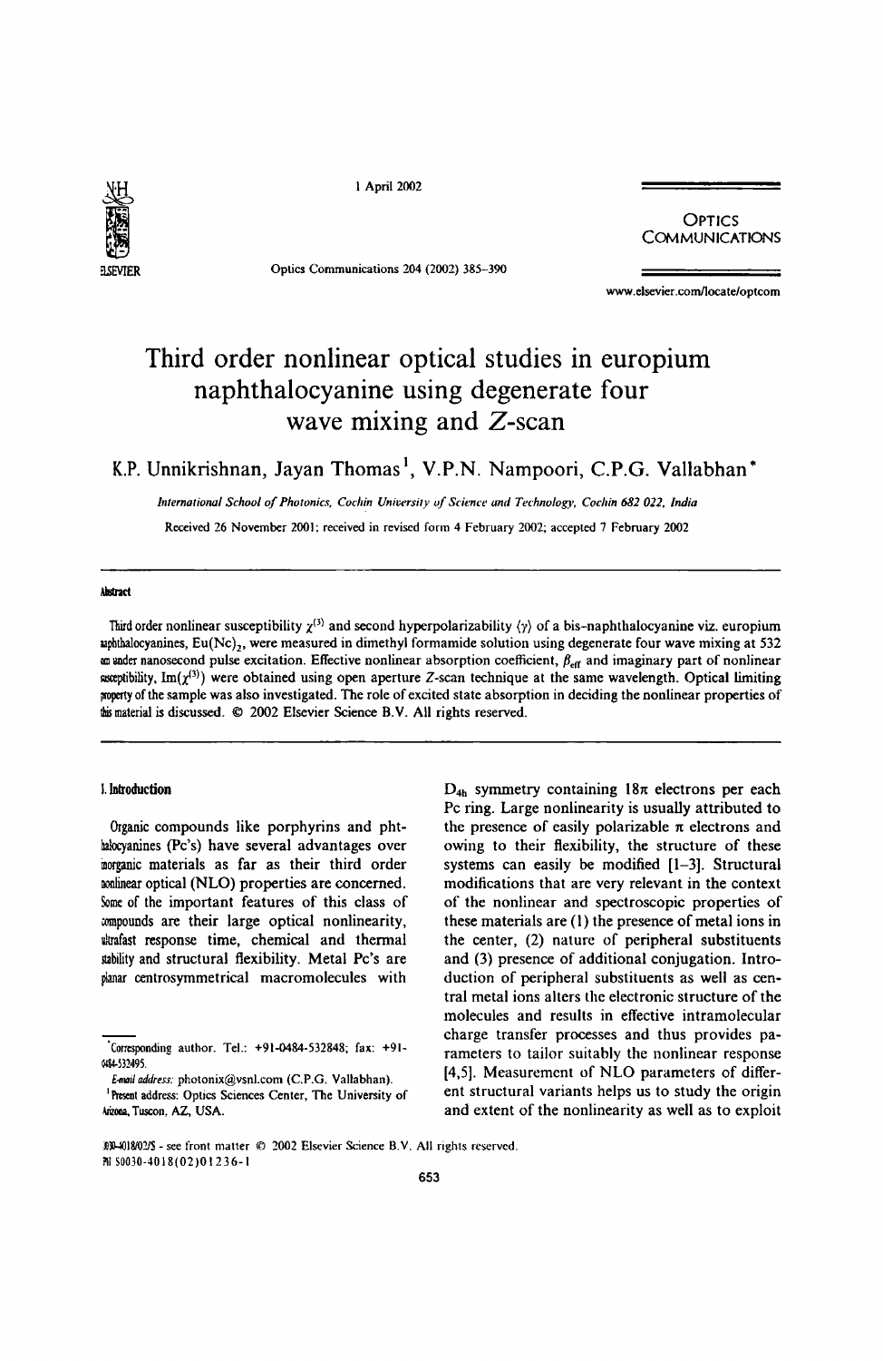# Third order nonlinear optical studies in europium naphthalocyanine using degenerate four wave mixing and Z-scan

K.P. Unnikrishnan, Jayan Thomas [1], V.P.N. Nampoori, C.P.G. Vallabhan *

*International School of Photonics, Cochin University of Science and Technology, Cochin 682 022, India*

Received 26 November 2001; received in revised form 4 February 2002; accepted 7 February 2002

## Abstract

Third order nonlinear susceptibility $\chi^{(3)}$ and second hyperpolarizability $\langle\gamma\rangle$ of a bis-naphthalocyanine viz. europium naphthalocyanines, $Eu(Nc)_2$, were measured in dimethyl formamide solution using degenerate four wave mixing at 532 nm under nanosecond pulse excitation. Effective nonlinear absorption coefficient, $\beta_{eff}$ and imaginary part of nonlinear susceptibility, $Im(\chi^{(3)})$ were obtained using open aperture Z-scan technique at the same wavelength. Optical limiting property of the sample was also investigated. The role of excited state absorption in deciding the nonlinear properties of this material is discussed. © 2002 Elsevier Science B.V. All rights reserved.

## 1. Introduction

Organic compounds like porphyrins and phthalocyanines (Pc's) have several advantages over inorganic materials as far as their third order nonlinear optical (NLO) properties are concerned. Some of the important features of this class of compounds are their large optical nonlinearity, ultrafast response time, chemical and thermal stability and structural flexibility. Metal Pc's are planar centrosymmetrical macromolecules with $D_{4h}$ symmetry containing $18\pi$ electrons per each Pc ring. Large nonlinearity is usually attributed to the presence of easily polarizable $\pi$ electrons and owing to their flexibility, the structure of these systems can easily be modified [1–3]. Structural modifications that are very relevant in the context of the nonlinear and spectroscopic properties of these materials are (1) the presence of metal ions in the center, (2) nature of peripheral substituents and (3) presence of additional conjugation. Introduction of peripheral substituents as well as central metal ions alters the electronic structure of the molecules and results in effective intramolecular charge transfer processes and thus provides parameters to tailor suitably the nonlinear response [4,5]. Measurement of NLO parameters of different structural variants helps us to study the origin and extent of the nonlinearity as well as to exploit

---

* Corresponding author. Tel.: +91-0484-532848; fax: +91-0484-532495.

*E-mail address:* photonix@vsnl.com (C.P.G. Vallabhan).

[1] Present address: Optics Sciences Center, The University of Arizona, Tuscon, AZ, USA.

0030-4018/02/$ - see front matter © 2002 Elsevier Science B.V. All rights reserved.
PII: S0030-4018(02)01236-1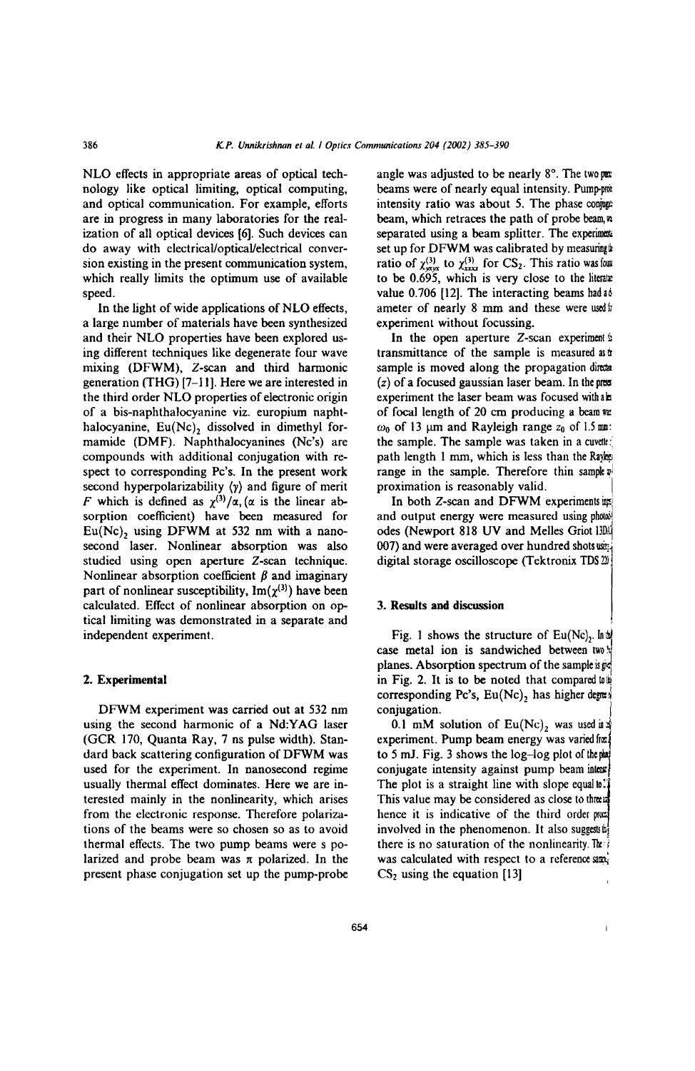NLO effects in appropriate areas of optical technology like optical limiting, optical computing, and optical communication. For example, efforts are in progress in many laboratories for the realization of all optical devices [6]. Such devices can do away with electrical/optical/electrical conversion existing in the present communication system, which really limits the optimum use of available speed.

In the light of wide applications of NLO effects, a large number of materials have been synthesized and their NLO properties have been explored using different techniques like degenerate four wave mixing (DFWM), Z-scan and third harmonic generation (THG) [7–11]. Here we are interested in the third order NLO properties of electronic origin of a bis-naphthalocyanine viz. europium naphthalocyanine, $Eu(Nc)_2$ dissolved in dimethyl formamide (DMF). Naphthalocyanines (Nc's) are compounds with additional conjugation with respect to corresponding Pc's. In the present work second hyperpolarizability $\langle\gamma\rangle$ and figure of merit $F$ which is defined as $\chi^{(3)}/\alpha$, ($\alpha$ is the linear absorption coefficient) have been measured for $Eu(Nc)_2$ using DFWM at 532 nm with a nanosecond laser. Nonlinear absorption was also studied using open aperture Z-scan technique. Nonlinear absorption coefficient $\beta$ and imaginary part of nonlinear susceptibility, $\mathrm{Im}(\chi^{(3)})$ have been calculated. Effect of nonlinear absorption on optical limiting was demonstrated in a separate and independent experiment.

## 2. Experimental

DFWM experiment was carried out at 532 nm using the second harmonic of a Nd:YAG laser (GCR 170, Quanta Ray, 7 ns pulse width). Standard back scattering configuration of DFWM was used for the experiment. In nanosecond regime usually thermal effect dominates. Here we are interested mainly in the nonlinearity, which arises from the electronic response. Therefore polarizations of the beams were so chosen so as to avoid thermal effects. The two pump beams were s polarized and probe beam was $\pi$ polarized. In the present phase conjugation set up the pump-probe angle was adjusted to be nearly 8°. The two pump beams were of nearly equal intensity. Pump-probe intensity ratio was about 5. The phase conjugate beam, which retraces the path of probe beam, was separated using a beam splitter. The experimental set up for DFWM was calibrated by measuring the ratio of $\chi^{(3)}_{xyyx}$ to $\chi^{(3)}_{xxxx}$ for $CS_2$. This ratio was found to be 0.695, which is very close to the literature value 0.706 [12]. The interacting beams had a diameter of nearly 8 mm and these were used for experiment without focussing.

In the open aperture Z-scan experiment the transmittance of the sample is measured as the sample is moved along the propagation direction ($z$) of a focused gaussian laser beam. In the present experiment the laser beam was focused with a lens of focal length of 20 cm producing a beam waist $\omega_0$ of 13 μm and Rayleigh range $z_0$ of 1.5 mm. The sample was taken in a cuvette of path length 1 mm, which is less than the Rayleigh range in the sample. Therefore thin sample approximation is reasonably valid.

In both Z-scan and DFWM experiments input and output energy were measured using photodiodes (Newport 818 UV and Melles Griot 13DSI 007) and were averaged over hundred shots using a digital storage oscilloscope (Tektronix TDS 220).

## 3. Results and discussion

Fig. 1 shows the structure of $Eu(Nc)_2$. In this case metal ion is sandwiched between two Nc planes. Absorption spectrum of the sample is given in Fig. 2. It is to be noted that compared to the corresponding Pc's, $Eu(Nc)_2$ has higher degree of conjugation.

0.1 mM solution of $Eu(Nc)_2$ was used in the experiment. Pump beam energy was varied from to 5 mJ. Fig. 3 shows the log–log plot of the phase conjugate intensity against pump beam intensity. The plot is a straight line with slope equal to . This value may be considered as close to three and hence it is indicative of the third order process involved in the phenomenon. It also suggests that there is no saturation of the nonlinearity. The was calculated with respect to a reference sample, $CS_2$ using the equation [13]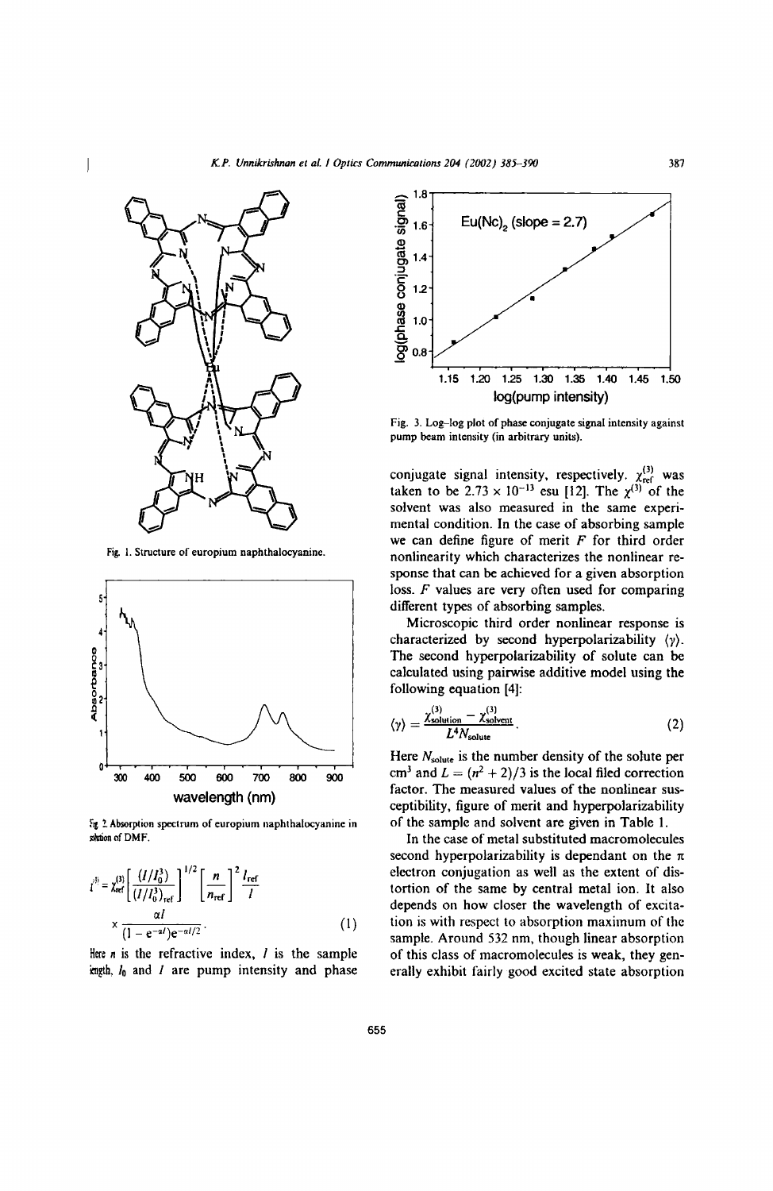Fig. 1. Structure of europium naphthalocyanine.

Fig. 2. Absorption spectrum of europium naphthalocyanine in solution of DMF.

$$\chi^{(3)} = \chi^{(3)}_{\text{ref}} \left[ \frac{(I/I_0^3)}{(I/I_0^3)_{\text{ref}}} \right]^{1/2} \left[ \frac{n}{n_{\text{ref}}} \right]^2 \frac{l_{\text{ref}}}{l} \times \frac{\alpha l}{(1 - e^{-\alpha l}) e^{-\alpha l/2}}. \quad (1)$$

Here $n$ is the refractive index, $l$ is the sample length, $I_0$ and $I$ are pump intensity and phase conjugate signal intensity, respectively. $\chi^{(3)}_{\text{ref}}$ was taken to be $2.73 \times 10^{-13}$ esu [12]. The $\chi^{(3)}$ of the solvent was also measured in the same experimental condition. In the case of absorbing sample we can define figure of merit $F$ for third order nonlinearity which characterizes the nonlinear response that can be achieved for a given absorption loss. $F$ values are very often used for comparing different types of absorbing samples.

Fig. 3. Log–log plot of phase conjugate signal intensity against pump beam intensity (in arbitrary units).

Microscopic third order nonlinear response is characterized by second hyperpolarizability $\langle \gamma \rangle$. The second hyperpolarizability of solute can be calculated using pairwise additive model using the following equation [4]:

$$\langle \gamma \rangle = \frac{\chi^{(3)}_{\text{solution}} - \chi^{(3)}_{\text{solvent}}}{L^4 N_{\text{solute}}}. \quad (2)$$

Here $N_{\text{solute}}$ is the number density of the solute per $\text{cm}^3$ and $L = (n^2 + 2)/3$ is the local filed correction factor. The measured values of the nonlinear susceptibility, figure of merit and hyperpolarizability of the sample and solvent are given in Table 1.

In the case of metal substituted macromolecules second hyperpolarizability is dependant on the $\pi$ electron conjugation as well as the extent of distortion of the same by central metal ion. It also depends on how closer the wavelength of excitation is with respect to absorption maximum of the sample. Around 532 nm, though linear absorption of this class of macromolecules is weak, they generally exhibit fairly good excited state absorption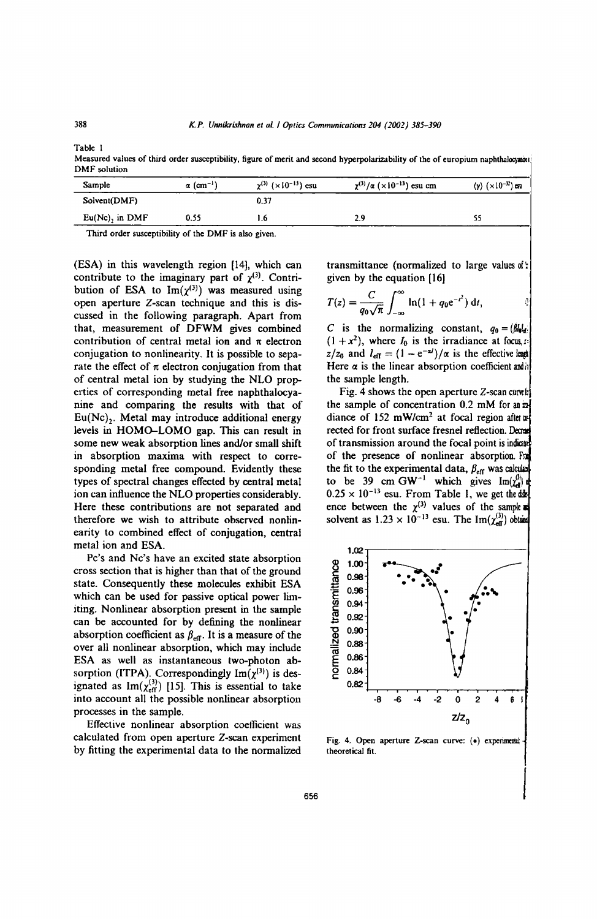Table 1

Measured values of third order susceptibility, figure of merit and second hyperpolarizability of the of europium naphthalocyanine in DMF solution

| Sample | $\alpha$ (cm$^{-1}$) | $\chi^{(3)}$ ($\times 10^{-13}$) esu | $\chi^{(3)}/\alpha$ ($\times 10^{-13}$) esu cm | $\langle\gamma\rangle$ ($\times 10^{-32}$) esu |
|---|---|---|---|---|
| Solvent(DMF) | | 0.37 | | |
| $Eu(Nc)_2$ in DMF | 0.55 | 1.6 | 2.9 | 55 |

Third order susceptibility of the DMF is also given.

(ESA) in this wavelength region [14], which can contribute to the imaginary part of $\chi^{(3)}$. Contribution of ESA to $\mathrm{Im}(\chi^{(3)})$ was measured using open aperture Z-scan technique and this is discussed in the following paragraph. Apart from that, measurement of DFWM gives combined contribution of central metal ion and π electron conjugation to nonlinearity. It is possible to separate the effect of π electron conjugation from that of central metal ion by studying the NLO properties of corresponding metal free naphthalocyanine and comparing the results with that of $Eu(Nc)_2$. Metal may introduce additional energy levels in HOMO–LOMO gap. This can result in some new weak absorption lines and/or small shift in absorption maxima with respect to corresponding metal free compound. Evidently these types of spectral changes effected by central metal ion can influence the NLO properties considerably. Here these contributions are not separated and therefore we wish to attribute observed nonlinearity to combined effect of conjugation, central metal ion and ESA.

Pc's and Nc's have an excited state absorption cross section that is higher than that of the ground state. Consequently these molecules exhibit ESA which can be used for passive optical power limiting. Nonlinear absorption present in the sample can be accounted for by defining the nonlinear absorption coefficient as $\beta_{\text{eff}}$. It is a measure of the over all nonlinear absorption, which may include ESA as well as instantaneous two-photon absorption (ITPA). Correspondingly $\mathrm{Im}(\chi^{(3)})$ is designated as $\mathrm{Im}(\chi^{(3)}_{\text{eff}})$ [15]. This is essential to take into account all the possible nonlinear absorption processes in the sample.

Effective nonlinear absorption coefficient was calculated from open aperture Z-scan experiment by fitting the experimental data to the normalized transmittance (normalized to large values of z) given by the equation [16]

$$T(z) = \frac{C}{q_0\sqrt{\pi}} \int_{-\infty}^{\infty} \ln(1 + q_0 e^{-t^2})\, dt, \quad (3)$$

$C$ is the normalizing constant, $q_0 = (\beta I_0 l_{\text{eff}})/(1 + x^2)$, where $I_0$ is the irradiance at focus, $x = z/z_0$ and $l_{\text{eff}} = (1 - e^{-\alpha l})/\alpha$ is the effective length. Here $\alpha$ is the linear absorption coefficient and $l$ the sample length.

Fig. 4 shows the open aperture Z-scan curve for the sample of concentration 0.2 mM for an irradiance of 152 mW/cm$^2$ at focal region after corrected for front surface fresnel reflection. Decrease of transmission around the focal point is indicative of the presence of nonlinear absorption. From the fit to the experimental data, $\beta_{\text{eff}}$ was calculated to be 39 cm GW$^{-1}$ which gives $\mathrm{Im}(\chi^{(3)}_{\text{eff}})$ as $0.25 \times 10^{-13}$ esu. From Table 1, we get the difference between the $\chi^{(3)}$ values of the sample and solvent as $1.23 \times 10^{-13}$ esu. The $\mathrm{Im}(\chi^{(3)}_{\text{eff}})$ obtained

Fig. 4. Open aperture Z-scan curve: (•) experimental; (–) theoretical fit.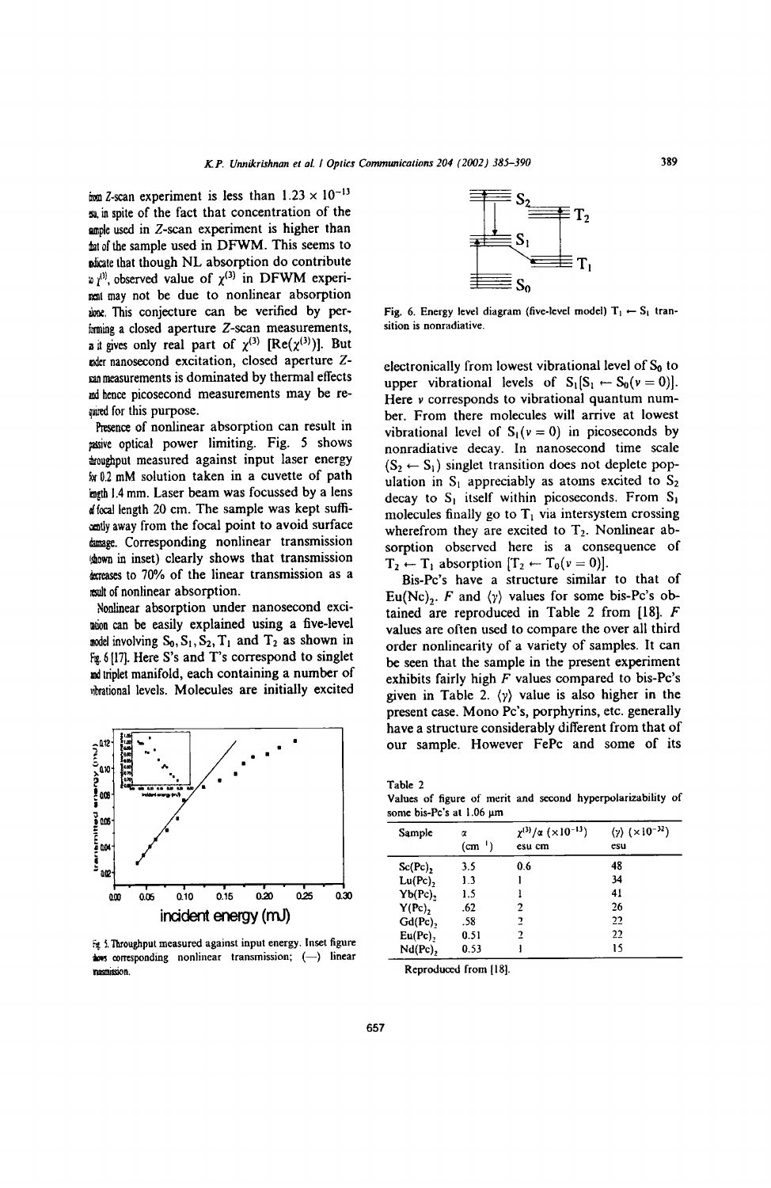from Z-scan experiment is less than $1.23 \times 10^{-13}$ esu, in spite of the fact that concentration of the sample used in Z-scan experiment is higher than that of the sample used in DFWM. This seems to indicate that though NL absorption do contribute to $\chi^{(3)}$, observed value of $\chi^{(3)}$ in DFWM experiment may not be due to nonlinear absorption alone. This conjecture can be verified by performing a closed aperture Z-scan measurements, as it gives only real part of $\chi^{(3)}$ [$\mathrm{Re}(\chi^{(3)})$]. But under nanosecond excitation, closed aperture Z-scan measurements is dominated by thermal effects and hence picosecond measurements may be required for this purpose.

Presence of nonlinear absorption can result in passive optical power limiting. Fig. 5 shows throughput measured against input laser energy for 0.2 mM solution taken in a cuvette of path length 1.4 mm. Laser beam was focussed by a lens of focal length 20 cm. The sample was kept sufficiently away from the focal point to avoid surface damage. Corresponding nonlinear transmission (shown in inset) clearly shows that transmission decreases to 70% of the linear transmission as a result of nonlinear absorption.

Nonlinear absorption under nanosecond excitation can be easily explained using a five-level model involving $S_0, S_1, S_2, T_1$ and $T_2$ as shown in Fig. 6 [17]. Here S's and T's correspond to singlet and triplet manifold, each containing a number of vibrational levels. Molecules are initially excited

Fig. 5. Throughput measured against input energy. Inset figure shows corresponding nonlinear transmission; (—) linear transmission.

Fig. 6. Energy level diagram (five-level model) $T_1 \leftarrow S_1$ transition is nonradiative.

electronically from lowest vibrational level of $S_0$ to upper vibrational levels of $S_1[S_1 \leftarrow S_0(v=0)]$. Here $v$ corresponds to vibrational quantum number. From there molecules will arrive at lowest vibrational level of $S_1(v=0)$ in picoseconds by nonradiative decay. In nanosecond time scale ($S_2 \leftarrow S_1$) singlet transition does not deplete population in $S_1$ appreciably as atoms excited to $S_2$ decay to $S_1$ itself within picoseconds. From $S_1$ molecules finally go to $T_1$ via intersystem crossing wherefrom they are excited to $T_2$. Nonlinear absorption observed here is a consequence of $T_2 \leftarrow T_1$ absorption [$T_2 \leftarrow T_0(v=0)$].

Bis-Pc's have a structure similar to that of $\mathrm{Eu(Nc)_2}$. $F$ and $\langle\gamma\rangle$ values for some bis-Pc's obtained are reproduced in Table 2 from [18]. $F$ values are often used to compare the over all third order nonlinearity of a variety of samples. It can be seen that the sample in the present experiment exhibits fairly high $F$ values compared to bis-Pc's given in Table 2. $\langle\gamma\rangle$ value is also higher in the present case. Mono Pc's, porphyrins, etc. generally have a structure considerably different from that of our sample. However FePc and some of its

Table 2
Values of figure of merit and second hyperpolarizability of some bis-Pc's at 1.06 μm

| Sample | $\alpha$ ($\mathrm{cm}^{-1}$) | $\chi^{(3)}/\alpha$ ($\times 10^{-13}$) esu cm | $\langle\gamma\rangle$ ($\times 10^{-32}$) esu |
|---|---|---|---|
| $\mathrm{Sc(Pc)_2}$ | 3.5 | 0.6 | 48 |
| $\mathrm{Lu(Pc)_2}$ | 1.3 | 1 | 34 |
| $\mathrm{Yb(Pc)_2}$ | 1.5 | 1 | 41 |
| $\mathrm{Y(Pc)_2}$ | .62 | 2 | 26 |
| $\mathrm{Gd(Pc)_2}$ | .58 | 2 | 22 |
| $\mathrm{Eu(Pc)_2}$ | 0.51 | 2 | 22 |
| $\mathrm{Nd(Pc)_2}$ | 0.53 | 1 | 15 |

Reproduced from [18].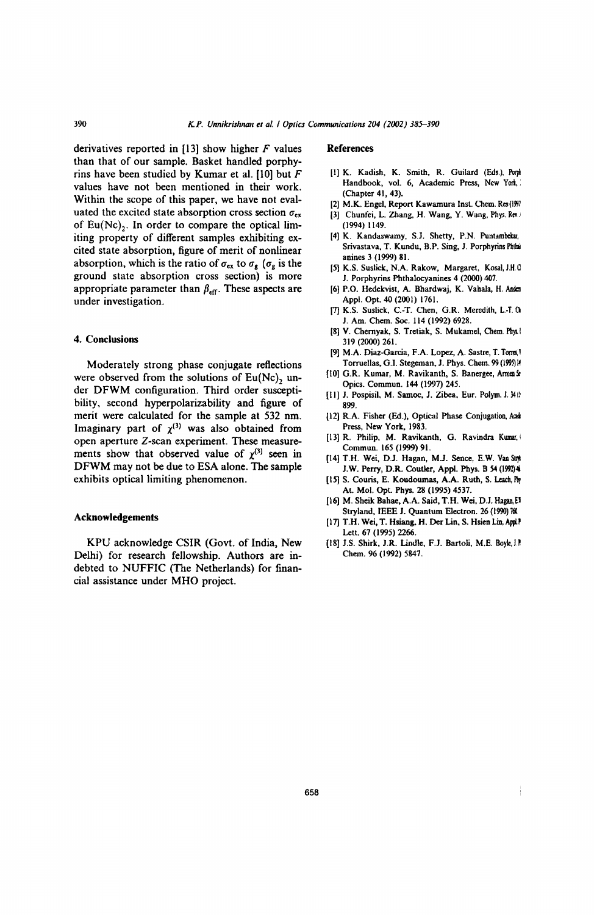derivatives reported in [13] show higher $F$ values than that of our sample. Basket handled porphyrins have been studied by Kumar et al. [10] but $F$ values have not been mentioned in their work. Within the scope of this paper, we have not evaluated the excited state absorption cross section $\sigma_{ex}$ of $Eu(Nc)_2$. In order to compare the optical limiting property of different samples exhibiting excited state absorption, figure of merit of nonlinear absorption, which is the ratio of $\sigma_{ex}$ to $\sigma_g$ ($\sigma_g$ is the ground state absorption cross section) is more appropriate parameter than $\beta_{eff}$. These aspects are under investigation.

## 4. Conclusions

Moderately strong phase conjugate reflections were observed from the solutions of $Eu(Nc)_2$ under DFWM configuration. Third order susceptibility, second hyperpolarizability and figure of merit were calculated for the sample at 532 nm. Imaginary part of $\chi^{(3)}$ was also obtained from open aperture Z-scan experiment. These measurements show that observed value of $\chi^{(3)}$ seen in DFWM may not be due to ESA alone. The sample exhibits optical limiting phenomenon.

## Acknowledgements

KPU acknowledge CSIR (Govt. of India, New Delhi) for research fellowship. Authors are indebted to NUFFIC (The Netherlands) for financial assistance under MHO project.

## References

[1] K. Kadish, K. Smith, R. Guilard (Eds.), Porph Handbook, vol. 6, Academic Press, New York, (Chapter 41, 43).

[2] M.K. Engel, Report Kawamura Inst. Chem. Res (1997

[3] Chunfei, L. Zhang, H. Wang, Y. Wang, Phys. Rev. (1994) 1149.

[4] K. Kandaswamy, S.J. Shetty, P.N. Puntambekar, Srivastava, T. Kundu, B.P. Sing, J. Porphyrins Phthalocyanines 3 (1999) 81.

[5] K.S. Suslick, N.A. Rakow, Margaret, Kosal, J.H. C J. Porphyrins Phthalocyanines 4 (2000) 407.

[6] P.O. Hedekvist, A. Bhardwaj, K. Vahala, H. Anden Appl. Opt. 40 (2001) 1761.

[7] K.S. Suslick, C.-T. Chen, G.R. Meredith, L.-T. Ch J. Am. Chem. Soc. 114 (1992) 6928.

[8] V. Chernyak, S. Tretiak, S. Mukamel, Chem. Phys. 319 (2000) 261.

[9] M.A. Diaz-Garcia, F.A. Lopez, A. Sastre, T. Torres, Torruellas, G.I. Stegeman, J. Phys. Chem. 99 (1995) 14

[10] G.R. Kumar, M. Ravikanth, S. Banergee, Armen Sa Opics. Commun. 144 (1997) 245.

[11] J. Pospisil, M. Samoc, J. Zibea, Eur. Polym. J. 34 ( 899.

[12] R.A. Fisher (Ed.), Optical Phase Conjugation, Acad Press, New York, 1983.

[13] R. Philip, M. Ravikanth, G. Ravindra Kumar, Commun. 165 (1999) 91.

[14] T.H. Wei, D.J. Hagan, M.J. Sence, E.W. Van Stry J.W. Perry, D.R. Coutler, Appl. Phys. B 54 (1992) 4

[15] S. Couris, E. Koudoumas, A.A. Ruth, S. Leach, Phy At. Mol. Opt. Phys. 28 (1995) 4537.

[16] M. Sheik Bahae, A.A. Said, T.H. Wei, D.J. Hagan, E.W. Stryland, IEEE J. Quantum Electron. 26 (1990) 760

[17] T.H. Wei, T. Hsiang, H. Der Lin, S. Hsien Lin, Appl. P Lett. 67 (1995) 2266.

[18] J.S. Shirk, J.R. Lindle, F.J. Bartoli, M.E. Boyle, J. P Chem. 96 (1992) 5847.